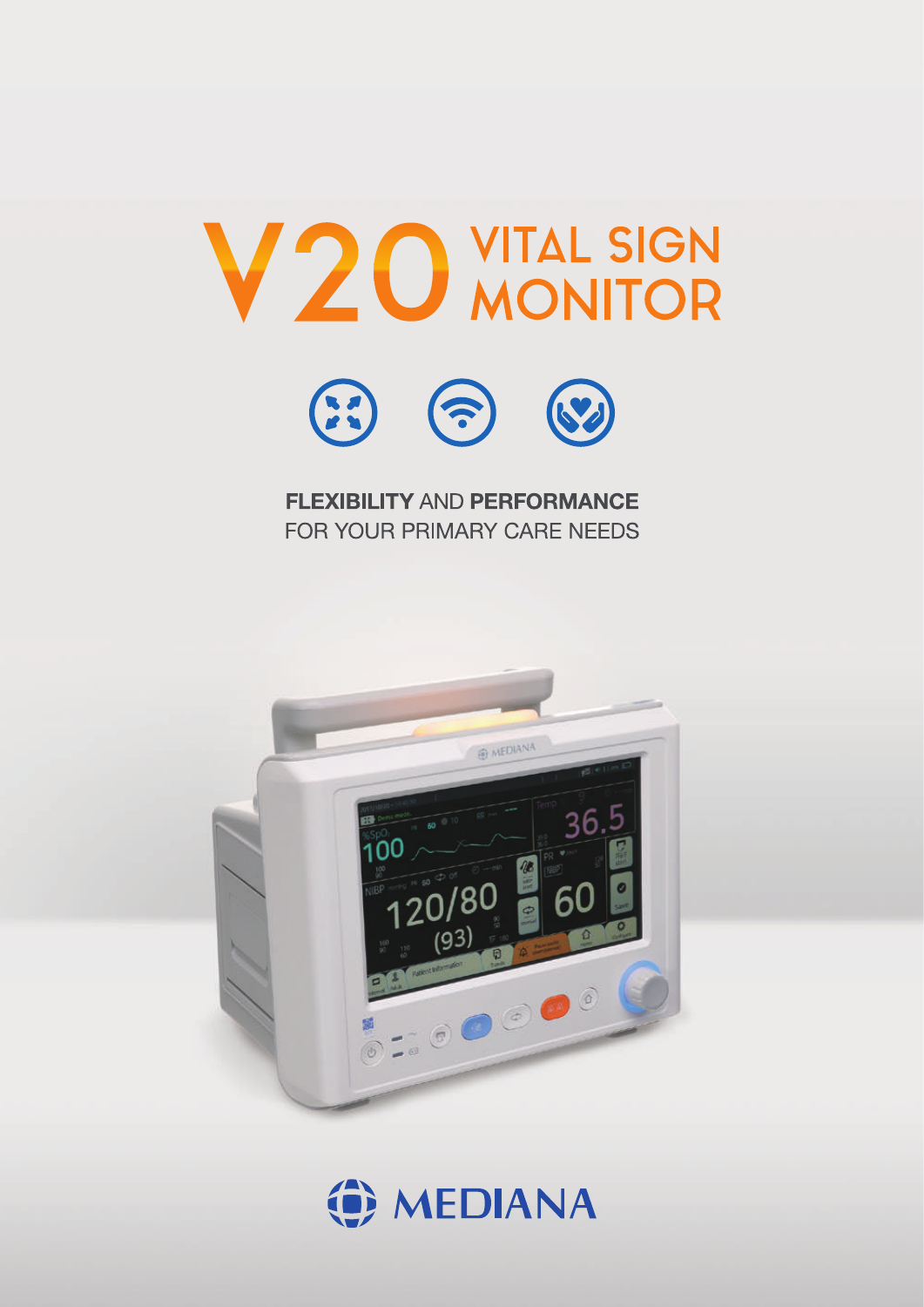# V20 VITAL SIGN MONITOR

**FLEXIBILITY** AND **PERFORMANCE**
FOR YOUR PRIMARY CARE NEEDS

MEDIANA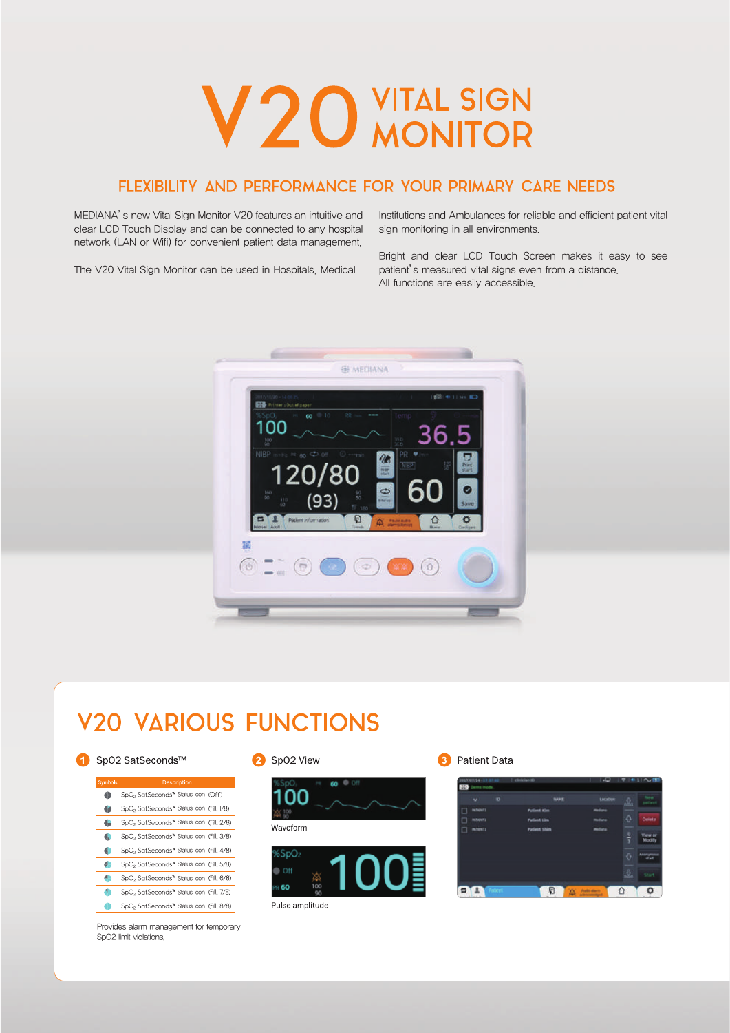# V20 VITAL SIGN MONITOR

## FLEXIBILITY AND PERFORMANCE FOR YOUR PRIMARY CARE NEEDS

MEDIANA's new Vital Sign Monitor V20 features an intuitive and clear LCD Touch Display and can be connected to any hospital network (LAN or Wifi) for convenient patient data management.

The V20 Vital Sign Monitor can be used in Hospitals, Medical Institutions and Ambulances for reliable and efficient patient vital sign monitoring in all environments.

Bright and clear LCD Touch Screen makes it easy to see patient's measured vital signs even from a distance.
All functions are easily accessible.

## V20 VARIOUS FUNCTIONS

### 1 SpO2 SatSeconds™

| Symbols | Description |
|---|---|
| | $SpO_2$ SatSeconds™ Status Icon (Off) |
| | $SpO_2$ SatSeconds™ Status Icon (Fill, 1/8) |
| | $SpO_2$ SatSeconds™ Status Icon (Fill, 2/8) |
| | $SpO_2$ SatSeconds™ Status Icon (Fill, 3/8) |
| | $SpO_2$ SatSeconds™ Status Icon (Fill, 4/8) |
| | $SpO_2$ SatSeconds™ Status Icon (Fill, 5/8) |
| | $SpO_2$ SatSeconds™ Status Icon (Fill, 6/8) |
| | $SpO_2$ SatSeconds™ Status Icon (Fill, 7/8) |
| | $SpO_2$ SatSeconds™ Status Icon (Fill, 8/8) |

Provides alarm management for temporary SpO2 limit violations.

### 2 SpO2 View

Waveform

Pulse amplitude

### 3 Patient Data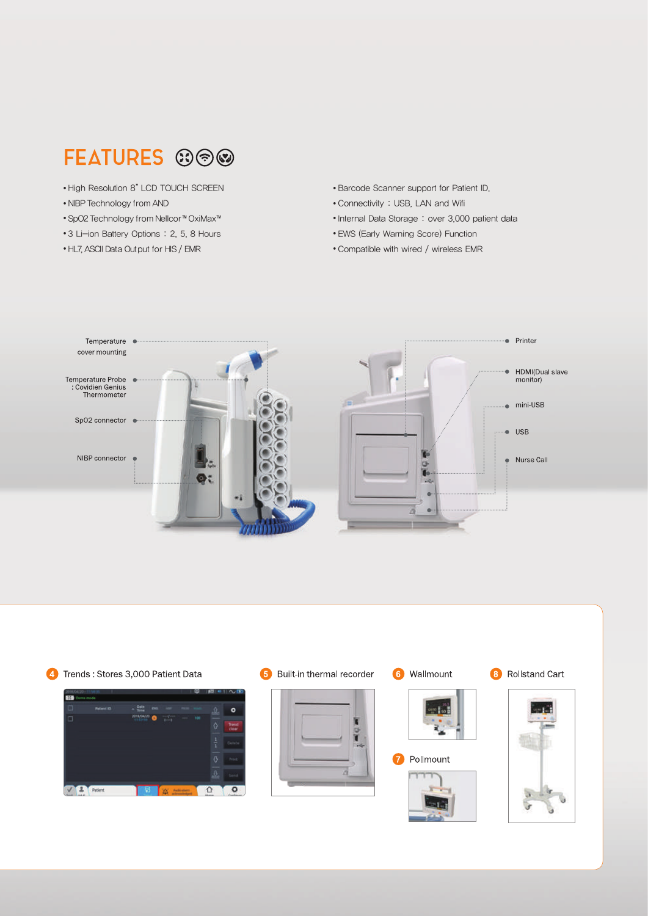# FEATURES

- High Resolution 8" LCD TOUCH SCREEN
- NIBP Technology from AND
- SpO2 Technology from Nellcor™ OxiMax™
- 3 Li-ion Battery Options : 2, 5, 8 Hours
- HL7, ASCII Data Output for HIS / EMR
- Barcode Scanner support for Patient ID.
- Connectivity : USB, LAN and Wifi
- Internal Data Storage : over 3,000 patient data
- EWS (Early Warning Score) Function
- Compatible with wired / wireless EMR

Temperature cover mounting

Temperature Probe : Covidien Genius Thermometer

SpO2 connector

NIBP connector

Printer

HDMI(Dual slave monitor)

mini-USB

USB

Nurse Call

4 Trends : Stores 3,000 Patient Data

5 Built-in thermal recorder

6 Wallmount

7 Pollmount

8 Rollstand Cart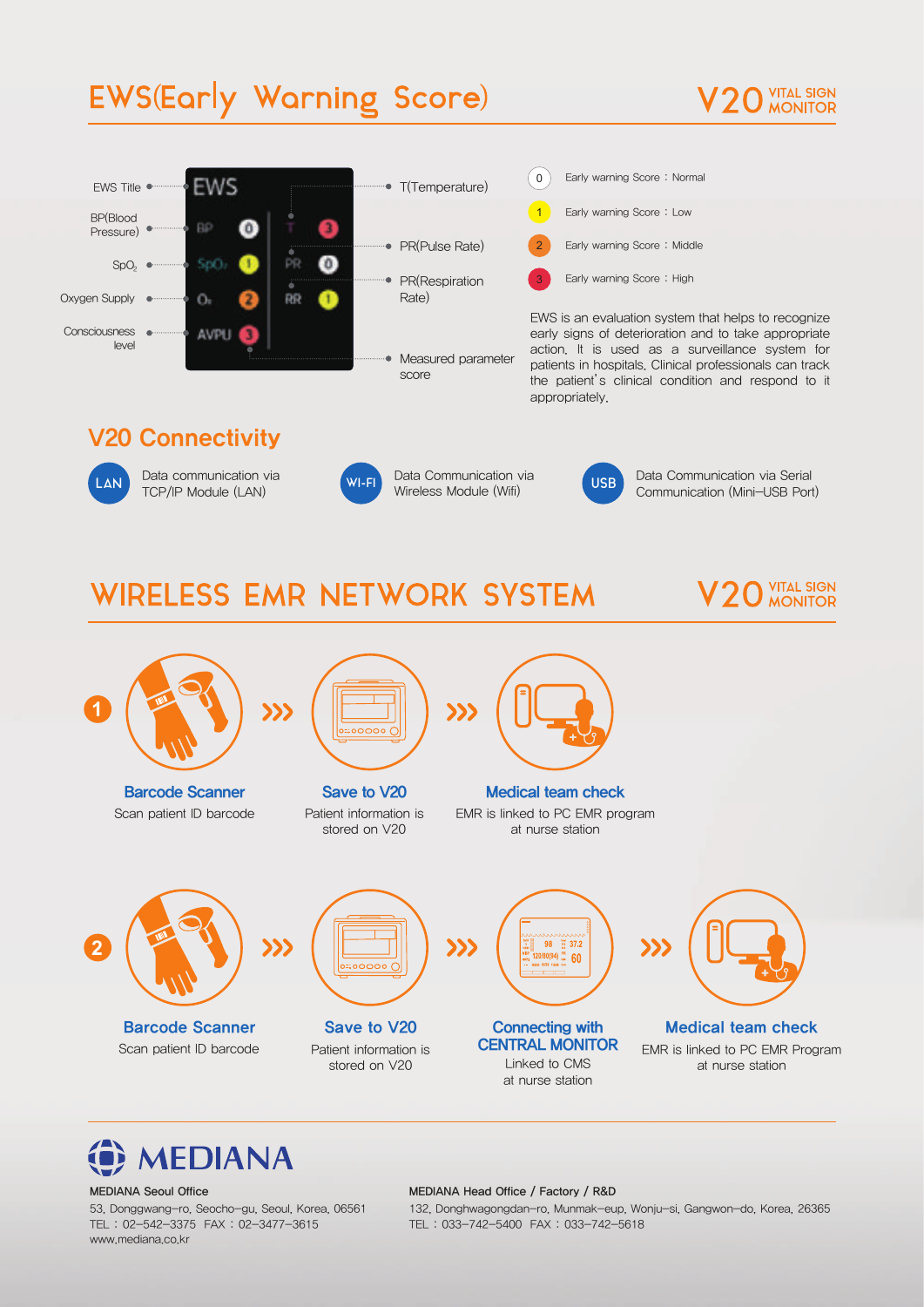# EWS(Early Warning Score)

V20 VITAL SIGN MONITOR

EWS Title

BP(Blood Pressure)

$SpO_2$

Oxygen Supply

Consciousness level

T(Temperature)

PR(Pulse Rate)

PR(Respiration Rate)

Measured parameter score

- 0 — Early warning Score : Normal
- 1 — Early warning Score : Low
- 2 — Early warning Score : Middle
- 3 — Early warning Score : High

EWS is an evaluation system that helps to recognize early signs of deterioration and to take appropriate action. It is used as a surveillance system for patients in hospitals. Clinical professionals can track the patient's clinical condition and respond to it appropriately.

## V20 Connectivity

- **LAN** — Data communication via TCP/IP Module (LAN)
- **WI-FI** — Data Communication via Wireless Module (Wifi)
- **USB** — Data Communication via Serial Communication (Mini-USB Port)

# WIRELESS EMR NETWORK SYSTEM

V20 VITAL SIGN MONITOR

**1**

**Barcode Scanner**
Scan patient ID barcode

**Save to V20**
Patient information is stored on V20

**Medical team check**
EMR is linked to PC EMR program at nurse station

**2**

**Barcode Scanner**
Scan patient ID barcode

**Save to V20**
Patient information is stored on V20

**Connecting with CENTRAL MONITOR**
Linked to CMS at nurse station

**Medical team check**
EMR is linked to PC EMR Program at nurse station

---

MEDIANA

**MEDIANA Seoul Office**
53, Donggwang-ro, Seocho-gu, Seoul, Korea, 06561
TEL : 02-542-3375 FAX : 02-3477-3615
www.mediana.co.kr

**MEDIANA Head Office / Factory / R&D**
132, Donghwagongdan-ro, Munmak-eup, Wonju-si, Gangwon-do, Korea, 26365
TEL : 033-742-5400 FAX : 033-742-5618